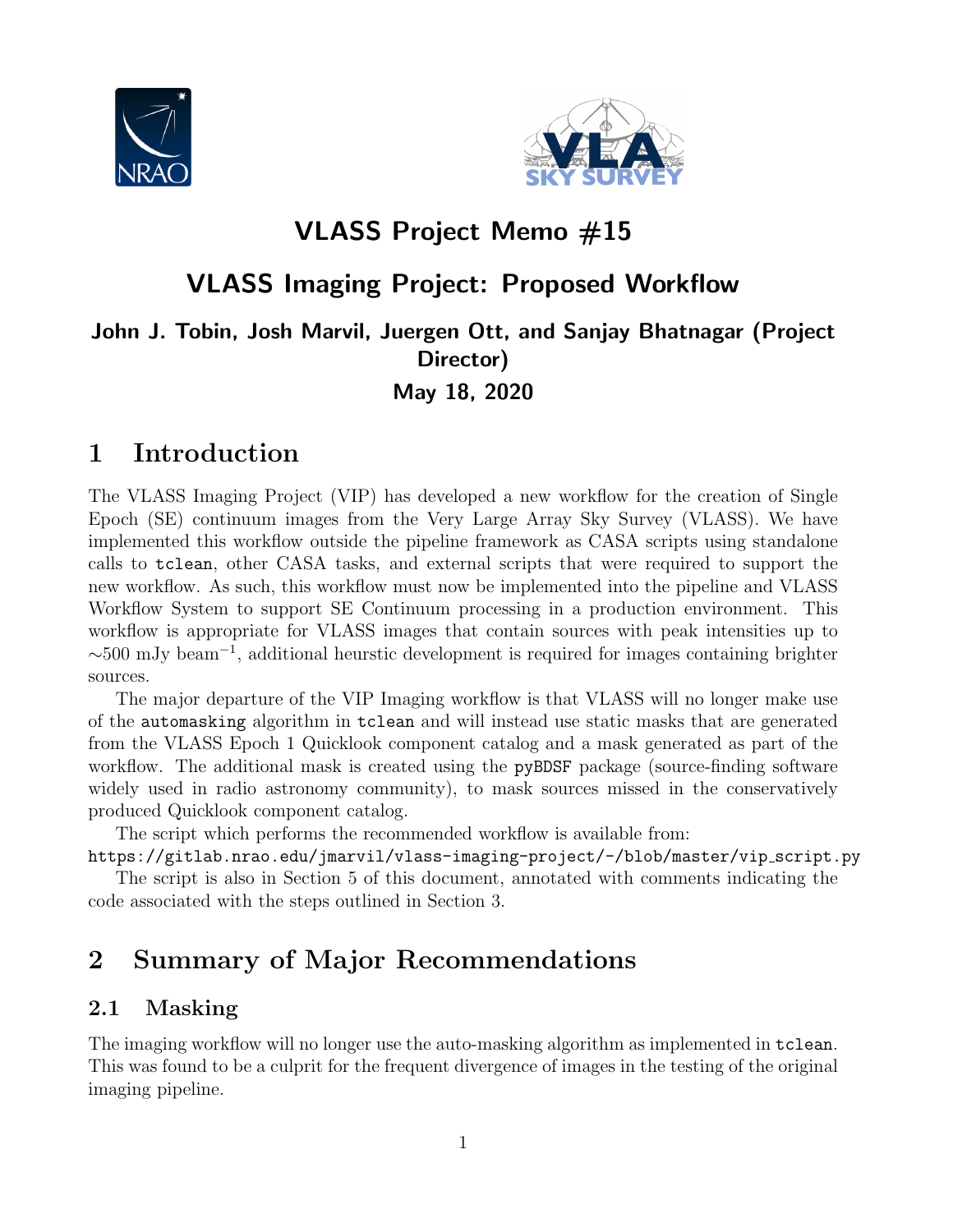# VLASS Project Memo #15

# VLASS Imaging Project: Proposed Workflow

**John J. Tobin, Josh Marvil, Juergen Ott, and Sanjay Bhatnagar (Project Director)**

**May 18, 2020**

## 1 Introduction

The VLASS Imaging Project (VIP) has developed a new workflow for the creation of Single Epoch (SE) continuum images from the Very Large Array Sky Survey (VLASS). We have implemented this workflow outside the pipeline framework as CASA scripts using standalone calls to `tclean`, other CASA tasks, and external scripts that were required to support the new workflow. As such, this workflow must now be implemented into the pipeline and VLASS Workflow System to support SE Continuum processing in a production environment. This workflow is appropriate for VLASS images that contain sources with peak intensities up to $\sim$500 mJy beam$^{-1}$, additional heurstic development is required for images containing brighter sources.

The major departure of the VIP Imaging workflow is that VLASS will no longer make use of the `automasking` algorithm in `tclean` and will instead use static masks that are generated from the VLASS Epoch 1 Quicklook component catalog and a mask generated as part of the workflow. The additional mask is created using the `pyBDSF` package (source-finding software widely used in radio astronomy community), to mask sources missed in the conservatively produced Quicklook component catalog.

The script which performs the recommended workflow is available from:
`https://gitlab.nrao.edu/jmarvil/vlass-imaging-project/-/blob/master/vip_script.py`

The script is also in Section 5 of this document, annotated with comments indicating the code associated with the steps outlined in Section 3.

## 2 Summary of Major Recommendations

### 2.1 Masking

The imaging workflow will no longer use the auto-masking algorithm as implemented in `tclean`. This was found to be a culprit for the frequent divergence of images in the testing of the original imaging pipeline.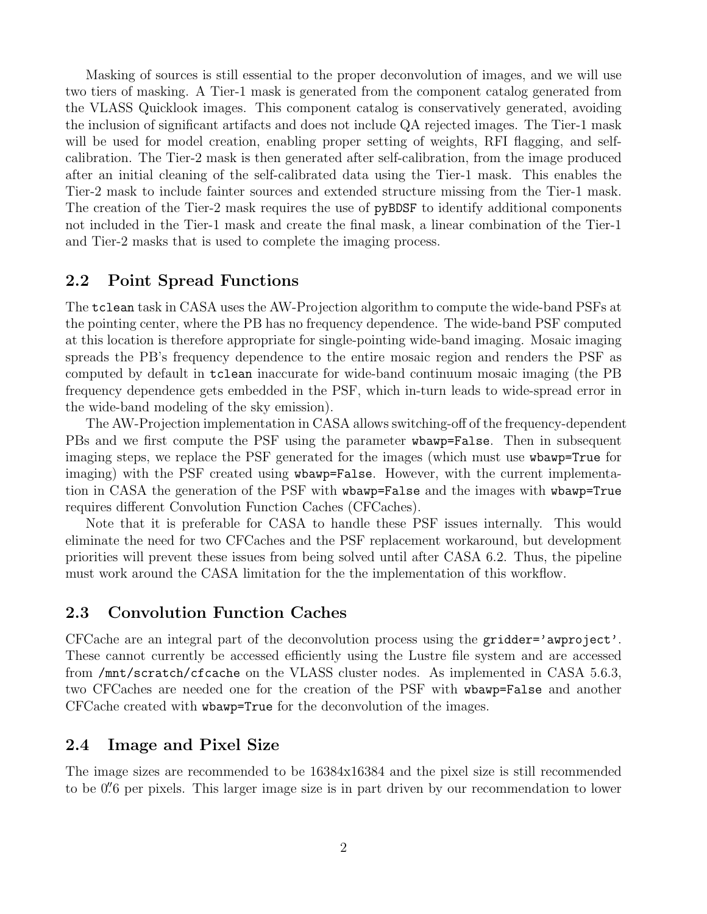Masking of sources is still essential to the proper deconvolution of images, and we will use two tiers of masking. A Tier-1 mask is generated from the component catalog generated from the VLASS Quicklook images. This component catalog is conservatively generated, avoiding the inclusion of significant artifacts and does not include QA rejected images. The Tier-1 mask will be used for model creation, enabling proper setting of weights, RFI flagging, and self-calibration. The Tier-2 mask is then generated after self-calibration, from the image produced after an initial cleaning of the self-calibrated data using the Tier-1 mask. This enables the Tier-2 mask to include fainter sources and extended structure missing from the Tier-1 mask. The creation of the Tier-2 mask requires the use of `pyBDSF` to identify additional components not included in the Tier-1 mask and create the final mask, a linear combination of the Tier-1 and Tier-2 masks that is used to complete the imaging process.

## 2.2 Point Spread Functions

The `tclean` task in CASA uses the AW-Projection algorithm to compute the wide-band PSFs at the pointing center, where the PB has no frequency dependence. The wide-band PSF computed at this location is therefore appropriate for single-pointing wide-band imaging. Mosaic imaging spreads the PB's frequency dependence to the entire mosaic region and renders the PSF as computed by default in `tclean` inaccurate for wide-band continuum mosaic imaging (the PB frequency dependence gets embedded in the PSF, which in-turn leads to wide-spread error in the wide-band modeling of the sky emission).

The AW-Projection implementation in CASA allows switching-off of the frequency-dependent PBs and we first compute the PSF using the parameter `wbawp=False`. Then in subsequent imaging steps, we replace the PSF generated for the images (which must use `wbawp=True` for imaging) with the PSF created using `wbawp=False`. However, with the current implementation in CASA the generation of the PSF with `wbawp=False` and the images with `wbawp=True` requires different Convolution Function Caches (CFCaches).

Note that it is preferable for CASA to handle these PSF issues internally. This would eliminate the need for two CFCaches and the PSF replacement workaround, but development priorities will prevent these issues from being solved until after CASA 6.2. Thus, the pipeline must work around the CASA limitation for the the implementation of this workflow.

## 2.3 Convolution Function Caches

CFCache are an integral part of the deconvolution process using the `gridder='awproject'`. These cannot currently be accessed efficiently using the Lustre file system and are accessed from `/mnt/scratch/cfcache` on the VLASS cluster nodes. As implemented in CASA 5.6.3, two CFCaches are needed one for the creation of the PSF with `wbawp=False` and another CFCache created with `wbawp=True` for the deconvolution of the images.

## 2.4 Image and Pixel Size

The image sizes are recommended to be 16384x16384 and the pixel size is still recommended to be $0\farcs6$ per pixels. This larger image size is in part driven by our recommendation to lower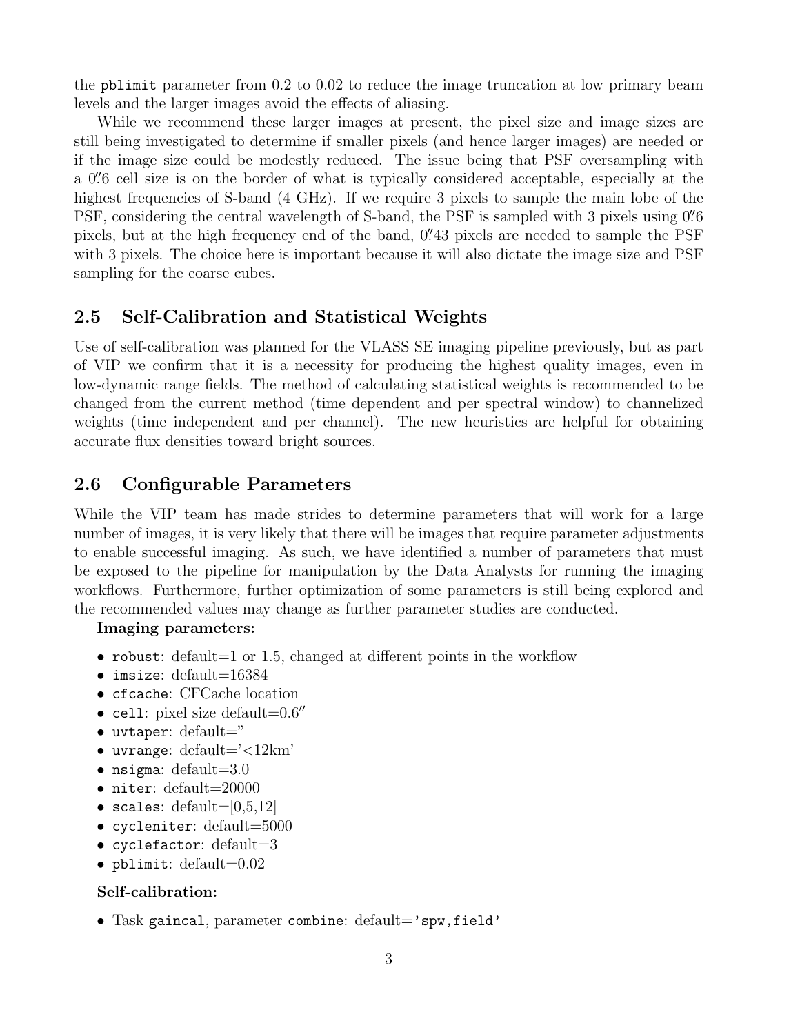the `pblimit` parameter from 0.2 to 0.02 to reduce the image truncation at low primary beam levels and the larger images avoid the effects of aliasing.

While we recommend these larger images at present, the pixel size and image sizes are still being investigated to determine if smaller pixels (and hence larger images) are needed or if the image size could be modestly reduced. The issue being that PSF oversampling with a 0.″6 cell size is on the border of what is typically considered acceptable, especially at the highest frequencies of S-band (4 GHz). If we require 3 pixels to sample the main lobe of the PSF, considering the central wavelength of S-band, the PSF is sampled with 3 pixels using 0.″6 pixels, but at the high frequency end of the band, 0.″43 pixels are needed to sample the PSF with 3 pixels. The choice here is important because it will also dictate the image size and PSF sampling for the coarse cubes.

## 2.5 Self-Calibration and Statistical Weights

Use of self-calibration was planned for the VLASS SE imaging pipeline previously, but as part of VIP we confirm that it is a necessity for producing the highest quality images, even in low-dynamic range fields. The method of calculating statistical weights is recommended to be changed from the current method (time dependent and per spectral window) to channelized weights (time independent and per channel). The new heuristics are helpful for obtaining accurate flux densities toward bright sources.

## 2.6 Configurable Parameters

While the VIP team has made strides to determine parameters that will work for a large number of images, it is very likely that there will be images that require parameter adjustments to enable successful imaging. As such, we have identified a number of parameters that must be exposed to the pipeline for manipulation by the Data Analysts for running the imaging workflows. Furthermore, further optimization of some parameters is still being explored and the recommended values may change as further parameter studies are conducted.

**Imaging parameters:**

- `robust`: default=1 or 1.5, changed at different points in the workflow
- `imsize`: default=16384
- `cfcache`: CFCache location
- `cell`: pixel size default=0.6″
- `uvtaper`: default=''
- `uvrange`: default='<12km'
- `nsigma`: default=3.0
- `niter`: default=20000
- `scales`: default=[0,5,12]
- `cycleniter`: default=5000
- `cyclefactor`: default=3
- `pblimit`: default=0.02

**Self-calibration:**

- Task `gaincal`, parameter `combine`: default=`'spw,field'`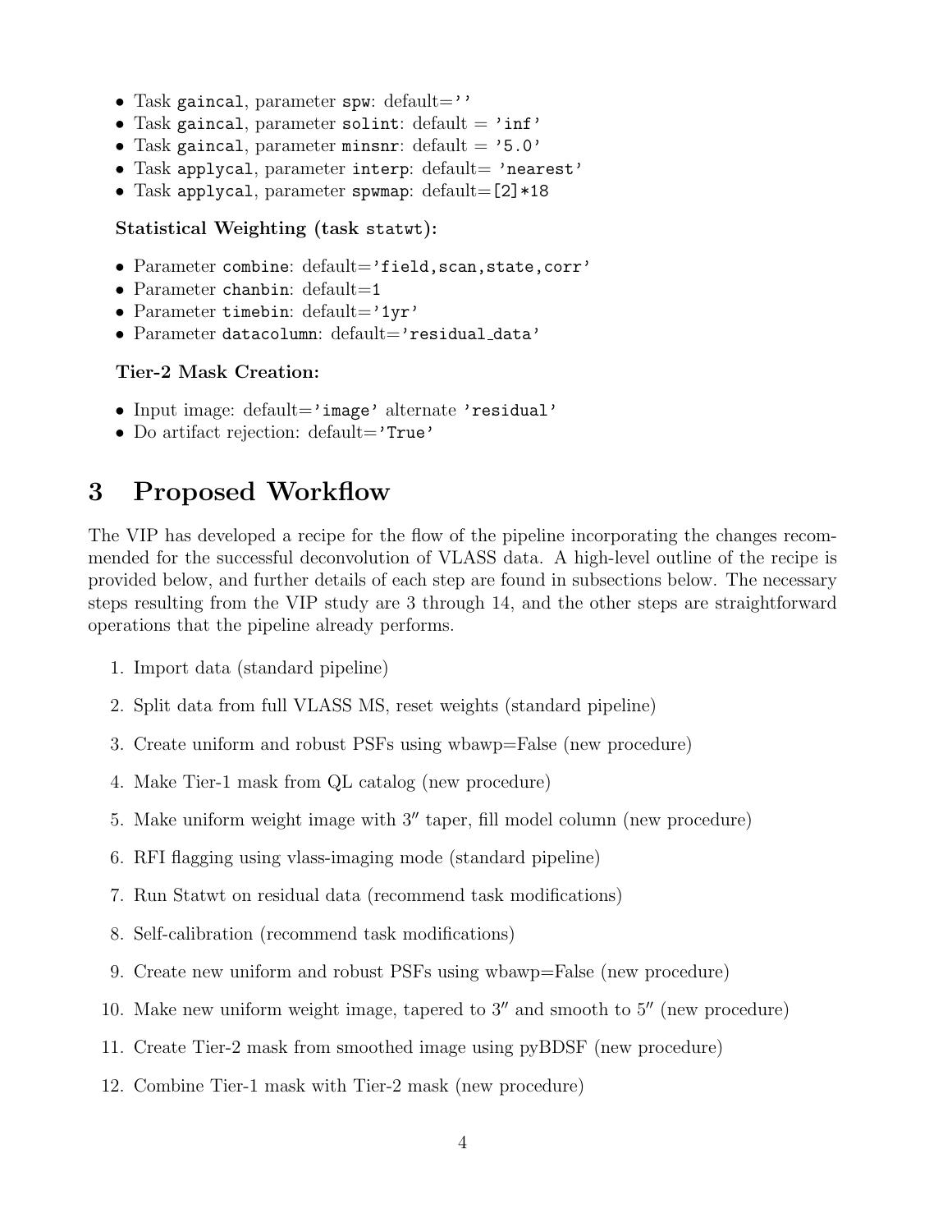- Task `gaincal`, parameter `spw`: default=`''`
- Task `gaincal`, parameter `solint`: default = `'inf'`
- Task `gaincal`, parameter `minsnr`: default = `'5.0'`
- Task `applycal`, parameter `interp`: default= `'nearest'`
- Task `applycal`, parameter `spwmap`: default=`[2]*18`

**Statistical Weighting (task `statwt`):**

- Parameter `combine`: default=`'field,scan,state,corr'`
- Parameter `chanbin`: default=`1`
- Parameter `timebin`: default=`'1yr'`
- Parameter `datacolumn`: default=`'residual_data'`

**Tier-2 Mask Creation:**

- Input image: default=`'image'` alternate `'residual'`
- Do artifact rejection: default=`'True'`

# 3 Proposed Workflow

The VIP has developed a recipe for the flow of the pipeline incorporating the changes recommended for the successful deconvolution of VLASS data. A high-level outline of the recipe is provided below, and further details of each step are found in subsections below. The necessary steps resulting from the VIP study are 3 through 14, and the other steps are straightforward operations that the pipeline already performs.

1. Import data (standard pipeline)
2. Split data from full VLASS MS, reset weights (standard pipeline)
3. Create uniform and robust PSFs using wbawp=False (new procedure)
4. Make Tier-1 mask from QL catalog (new procedure)
5. Make uniform weight image with $3''$ taper, fill model column (new procedure)
6. RFI flagging using vlass-imaging mode (standard pipeline)
7. Run Statwt on residual data (recommend task modifications)
8. Self-calibration (recommend task modifications)
9. Create new uniform and robust PSFs using wbawp=False (new procedure)
10. Make new uniform weight image, tapered to $3''$ and smooth to $5''$ (new procedure)
11. Create Tier-2 mask from smoothed image using pyBDSF (new procedure)
12. Combine Tier-1 mask with Tier-2 mask (new procedure)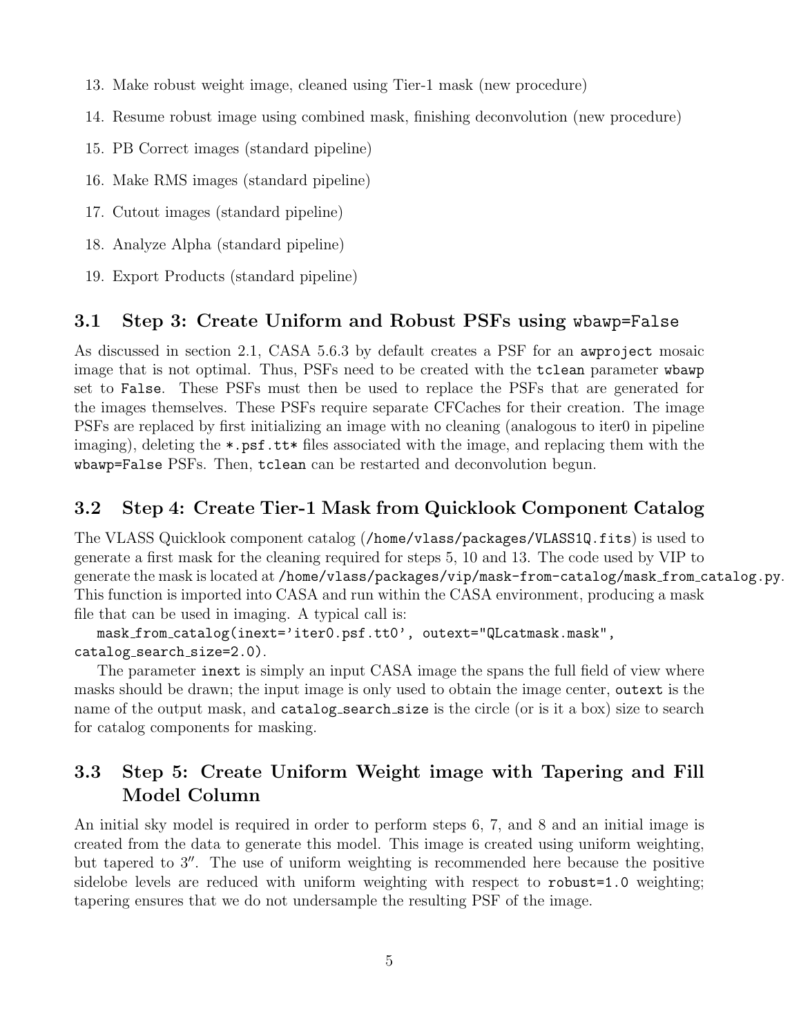13. Make robust weight image, cleaned using Tier-1 mask (new procedure)
14. Resume robust image using combined mask, finishing deconvolution (new procedure)
15. PB Correct images (standard pipeline)
16. Make RMS images (standard pipeline)
17. Cutout images (standard pipeline)
18. Analyze Alpha (standard pipeline)
19. Export Products (standard pipeline)

### 3.1 Step 3: Create Uniform and Robust PSFs using `wbawp=False`

As discussed in section 2.1, CASA 5.6.3 by default creates a PSF for an `awproject` mosaic image that is not optimal. Thus, PSFs need to be created with the `tclean` parameter `wbawp` set to `False`. These PSFs must then be used to replace the PSFs that are generated for the images themselves. These PSFs require separate CFCaches for their creation. The image PSFs are replaced by first initializing an image with no cleaning (analogous to iter0 in pipeline imaging), deleting the `*.psf.tt*` files associated with the image, and replacing them with the `wbawp=False` PSFs. Then, `tclean` can be restarted and deconvolution begun.

### 3.2 Step 4: Create Tier-1 Mask from Quicklook Component Catalog

The VLASS Quicklook component catalog (`/home/vlass/packages/VLASS1Q.fits`) is used to generate a first mask for the cleaning required for steps 5, 10 and 13. The code used by VIP to generate the mask is located at `/home/vlass/packages/vip/mask-from-catalog/mask_from_catalog.py`. This function is imported into CASA and run within the CASA environment, producing a mask file that can be used in imaging. A typical call is:

```
mask_from_catalog(inext='iter0.psf.tt0', outext="QLcatmask.mask",
catalog_search_size=2.0).
```

The parameter `inext` is simply an input CASA image the spans the full field of view where masks should be drawn; the input image is only used to obtain the image center, `outext` is the name of the output mask, and `catalog_search_size` is the circle (or is it a box) size to search for catalog components for masking.

### 3.3 Step 5: Create Uniform Weight image with Tapering and Fill Model Column

An initial sky model is required in order to perform steps 6, 7, and 8 and an initial image is created from the data to generate this model. This image is created using uniform weighting, but tapered to $3''$. The use of uniform weighting is recommended here because the positive sidelobe levels are reduced with uniform weighting with respect to `robust=1.0` weighting; tapering ensures that we do not undersample the resulting PSF of the image.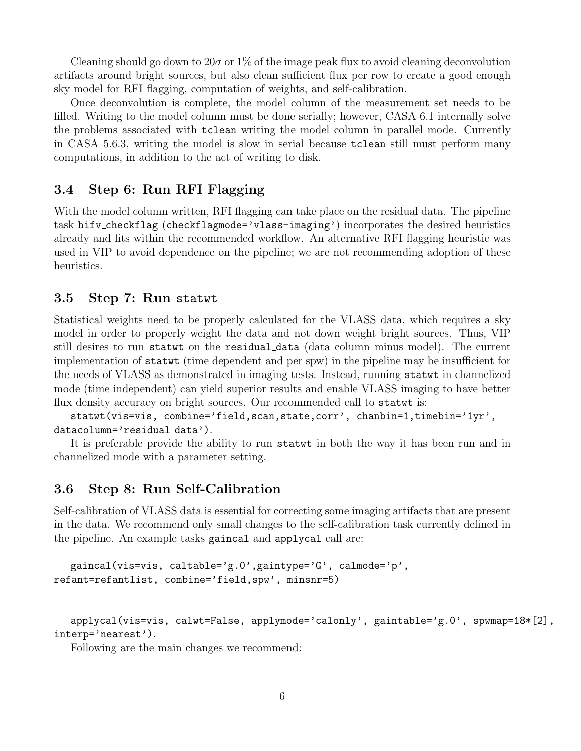Cleaning should go down to $20\sigma$ or 1% of the image peak flux to avoid cleaning deconvolution artifacts around bright sources, but also clean sufficient flux per row to create a good enough sky model for RFI flagging, computation of weights, and self-calibration.

Once deconvolution is complete, the model column of the measurement set needs to be filled. Writing to the model column must be done serially; however, CASA 6.1 internally solve the problems associated with `tclean` writing the model column in parallel mode. Currently in CASA 5.6.3, writing the model is slow in serial because `tclean` still must perform many computations, in addition to the act of writing to disk.

## 3.4 Step 6: Run RFI Flagging

With the model column written, RFI flagging can take place on the residual data. The pipeline task `hifv_checkflag` (`checkflagmode='vlass-imaging'`) incorporates the desired heuristics already and fits within the recommended workflow. An alternative RFI flagging heuristic was used in VIP to avoid dependence on the pipeline; we are not recommending adoption of these heuristics.

## 3.5 Step 7: Run statwt

Statistical weights need to be properly calculated for the VLASS data, which requires a sky model in order to properly weight the data and not down weight bright sources. Thus, VIP still desires to run `statwt` on the `residual_data` (data column minus model). The current implementation of `statwt` (time dependent and per spw) in the pipeline may be insufficient for the needs of VLASS as demonstrated in imaging tests. Instead, running `statwt` in channelized mode (time independent) can yield superior results and enable VLASS imaging to have better flux density accuracy on bright sources. Our recommended call to `statwt` is:

```
statwt(vis=vis, combine='field,scan,state,corr', chanbin=1,timebin='1yr',
datacolumn='residual_data').
```

It is preferable provide the ability to run `statwt` in both the way it has been run and in channelized mode with a parameter setting.

## 3.6 Step 8: Run Self-Calibration

Self-calibration of VLASS data is essential for correcting some imaging artifacts that are present in the data. We recommend only small changes to the self-calibration task currently defined in the pipeline. An example tasks `gaincal` and `applycal` call are:

```
gaincal(vis=vis, caltable='g.0',gaintype='G', calmode='p',
refant=refantlist, combine='field,spw', minsnr=5)
```

```
applycal(vis=vis, calwt=False, applymode='calonly', gaintable='g.0', spwmap=18*[2],
interp='nearest').
```

Following are the main changes we recommend: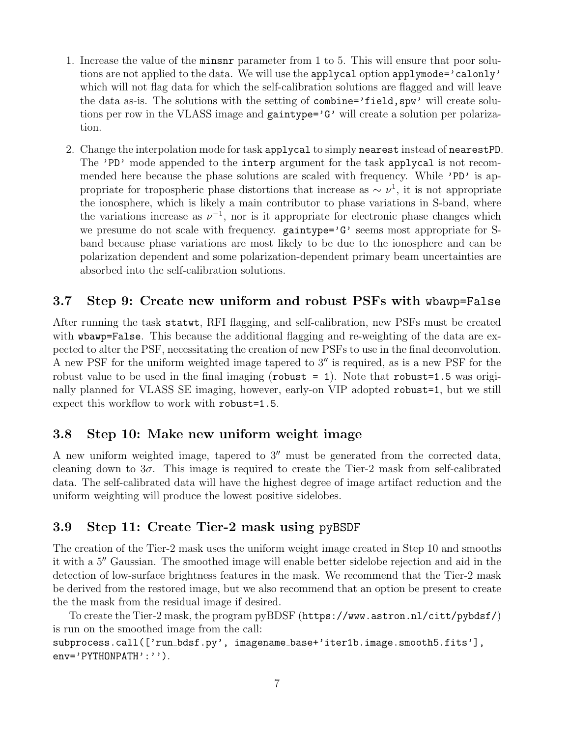1. Increase the value of the `minsnr` parameter from 1 to 5. This will ensure that poor solutions are not applied to the data. We will use the `applycal` option `applymode='calonly'` which will not flag data for which the self-calibration solutions are flagged and will leave the data as-is. The solutions with the setting of `combine='field,spw'` will create solutions per row in the VLASS image and `gaintype='G'` will create a solution per polarization.

2. Change the interpolation mode for task `applycal` to simply `nearest` instead of `nearestPD`. The `'PD'` mode appended to the `interp` argument for the task `applycal` is not recommended here because the phase solutions are scaled with frequency. While `'PD'` is appropriate for tropospheric phase distortions that increase as $\sim \nu^1$, it is not appropriate the ionosphere, which is likely a main contributor to phase variations in S-band, where the variations increase as $\nu^{-1}$, nor is it appropriate for electronic phase changes which we presume do not scale with frequency. `gaintype='G'` seems most appropriate for S-band because phase variations are most likely to be due to the ionosphere and can be polarization dependent and some polarization-dependent primary beam uncertainties are absorbed into the self-calibration solutions.

### 3.7 Step 9: Create new uniform and robust PSFs with `wbawp=False`

After running the task `statwt`, RFI flagging, and self-calibration, new PSFs must be created with `wbawp=False`. This because the additional flagging and re-weighting of the data are expected to alter the PSF, necessitating the creation of new PSFs to use in the final deconvolution. A new PSF for the uniform weighted image tapered to 3″ is required, as is a new PSF for the robust value to be used in the final imaging (`robust = 1`). Note that `robust=1.5` was originally planned for VLASS SE imaging, however, early-on VIP adopted `robust=1`, but we still expect this workflow to work with `robust=1.5`.

### 3.8 Step 10: Make new uniform weight image

A new uniform weighted image, tapered to 3″ must be generated from the corrected data, cleaning down to $3\sigma$. This image is required to create the Tier-2 mask from self-calibrated data. The self-calibrated data will have the highest degree of image artifact reduction and the uniform weighting will produce the lowest positive sidelobes.

### 3.9 Step 11: Create Tier-2 mask using `pyBSDF`

The creation of the Tier-2 mask uses the uniform weight image created in Step 10 and smooths it with a 5″ Gaussian. The smoothed image will enable better sidelobe rejection and aid in the detection of low-surface brightness features in the mask. We recommend that the Tier-2 mask be derived from the restored image, but we also recommend that an option be present to create the the mask from the residual image if desired.

To create the Tier-2 mask, the program pyBDSF (`https://www.astron.nl/citt/pybdsf/`) is run on the smoothed image from the call:

```
subprocess.call(['run_bdsf.py', imagename_base+'iter1b.image.smooth5.fits'],
env='PYTHONPATH':'').
```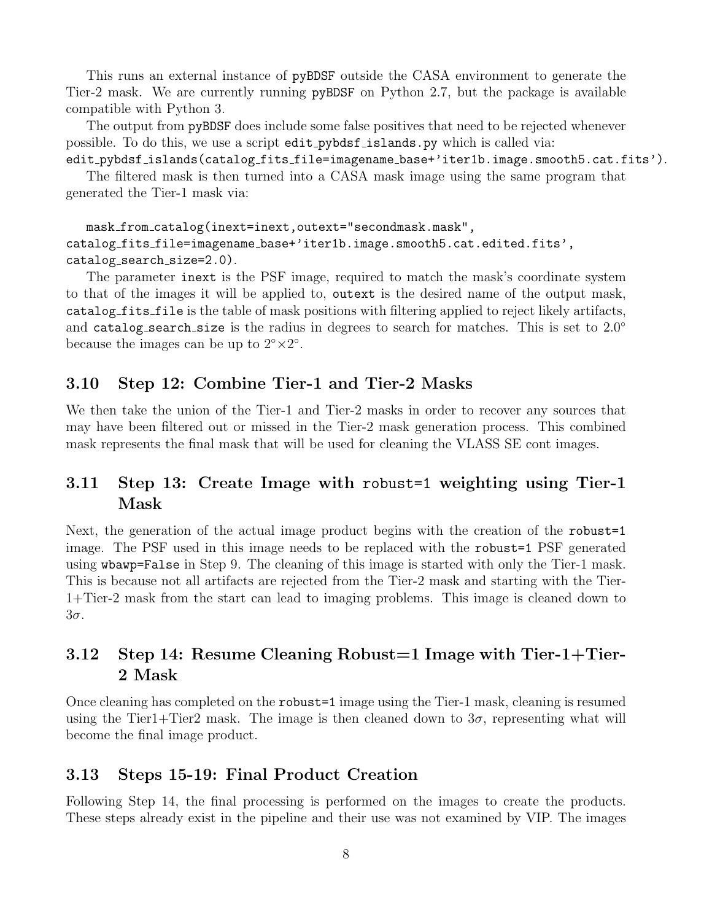This runs an external instance of `pyBDSF` outside the CASA environment to generate the Tier-2 mask. We are currently running `pyBDSF` on Python 2.7, but the package is available compatible with Python 3.

The output from `pyBDSF` does include some false positives that need to be rejected whenever possible. To do this, we use a script `edit_pybdsf_islands.py` which is called via:
`edit_pybdsf_islands(catalog_fits_file=imagename_base+'iter1b.image.smooth5.cat.fits')`.

The filtered mask is then turned into a CASA mask image using the same program that generated the Tier-1 mask via:

```
mask_from_catalog(inext=inext,outext="secondmask.mask",
catalog_fits_file=imagename_base+'iter1b.image.smooth5.cat.edited.fits',
catalog_search_size=2.0).
```

The parameter `inext` is the PSF image, required to match the mask's coordinate system to that of the images it will be applied to, `outext` is the desired name of the output mask, `catalog_fits_file` is the table of mask positions with filtering applied to reject likely artifacts, and `catalog_search_size` is the radius in degrees to search for matches. This is set to $2.0^\circ$ because the images can be up to $2^\circ \times 2^\circ$.

## 3.10 Step 12: Combine Tier-1 and Tier-2 Masks

We then take the union of the Tier-1 and Tier-2 masks in order to recover any sources that may have been filtered out or missed in the Tier-2 mask generation process. This combined mask represents the final mask that will be used for cleaning the VLASS SE cont images.

## 3.11 Step 13: Create Image with `robust=1` weighting using Tier-1 Mask

Next, the generation of the actual image product begins with the creation of the `robust=1` image. The PSF used in this image needs to be replaced with the `robust=1` PSF generated using `wbawp=False` in Step 9. The cleaning of this image is started with only the Tier-1 mask. This is because not all artifacts are rejected from the Tier-2 mask and starting with the Tier-1+Tier-2 mask from the start can lead to imaging problems. This image is cleaned down to $3\sigma$.

## 3.12 Step 14: Resume Cleaning Robust=1 Image with Tier-1+Tier-2 Mask

Once cleaning has completed on the `robust=1` image using the Tier-1 mask, cleaning is resumed using the Tier1+Tier2 mask. The image is then cleaned down to $3\sigma$, representing what will become the final image product.

## 3.13 Steps 15-19: Final Product Creation

Following Step 14, the final processing is performed on the images to create the products. These steps already exist in the pipeline and their use was not examined by VIP. The images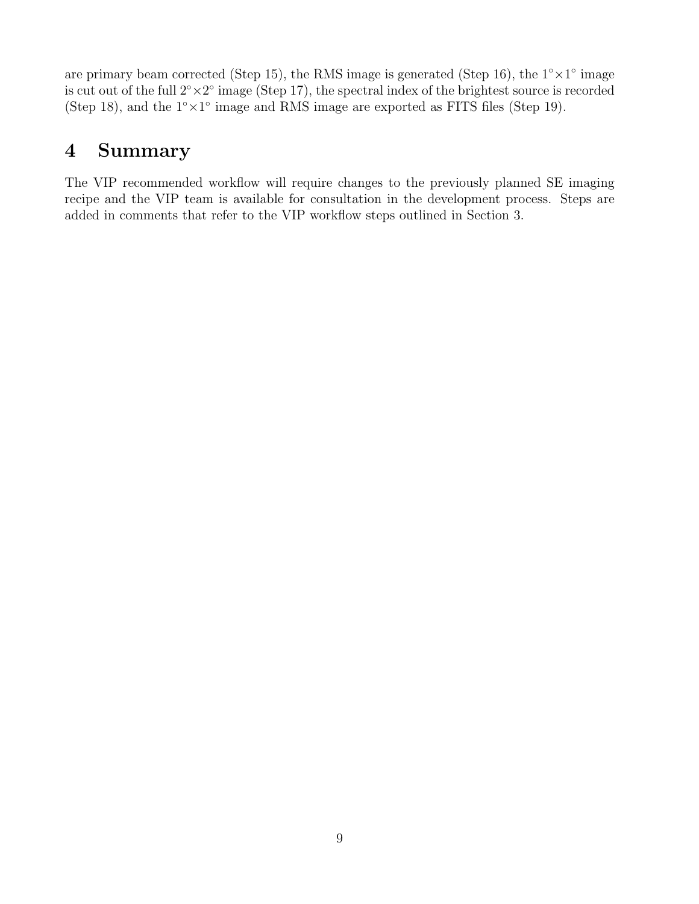are primary beam corrected (Step 15), the RMS image is generated (Step 16), the $1^{\circ}\times1^{\circ}$ image is cut out of the full $2^{\circ}\times2^{\circ}$ image (Step 17), the spectral index of the brightest source is recorded (Step 18), and the $1^{\circ}\times1^{\circ}$ image and RMS image are exported as FITS files (Step 19).

# 4 Summary

The VIP recommended workflow will require changes to the previously planned SE imaging recipe and the VIP team is available for consultation in the development process. Steps are added in comments that refer to the VIP workflow steps outlined in Section 3.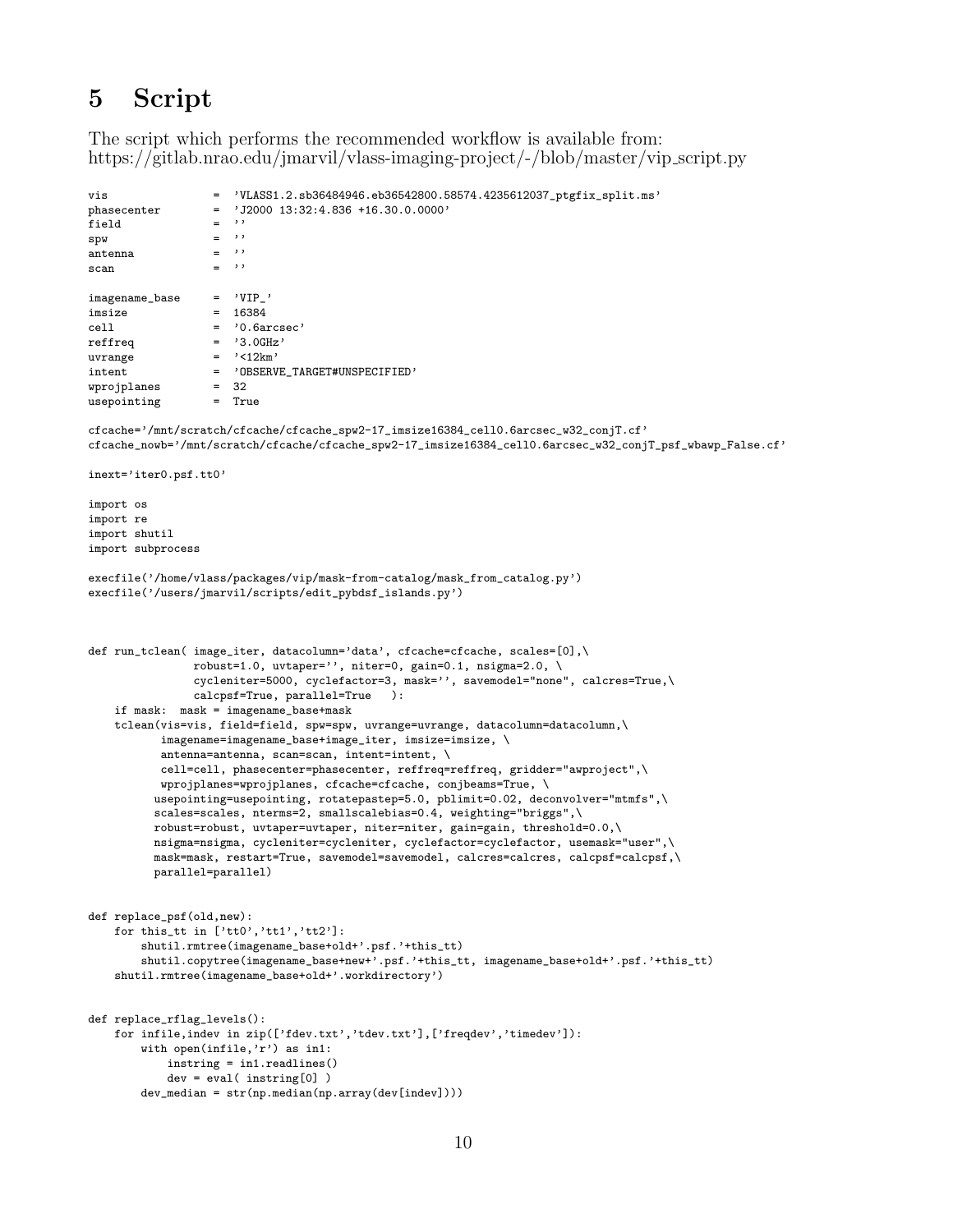# 5 Script

The script which performs the recommended workflow is available from:
https://gitlab.nrao.edu/jmarvil/vlass-imaging-project/-/blob/master/vip_script.py

```
vis              = 'VLASS1.2.sb36484946.eb36542800.58574.4235612037_ptgfix_split.ms'
phasecenter      = 'J2000 13:32:4.836 +16.30.0.0000'
field            = ''
spw              = ''
antenna          = ''
scan             = ''

imagename_base   = 'VIP_'
imsize           = 16384
cell             = '0.6arcsec'
reffreq          = '3.0GHz'
uvrange          = '<12km'
intent           = 'OBSERVE_TARGET#UNSPECIFIED'
wprojplanes      = 32
usepointing      = True

cfcache='/mnt/scratch/cfcache/cfcache_spw2-17_imsize16384_cell0.6arcsec_w32_conjT.cf'
cfcache_nowb='/mnt/scratch/cfcache/cfcache_spw2-17_imsize16384_cell0.6arcsec_w32_conjT_psf_wbawp_False.cf'

inext='iter0.psf.tt0'

import os
import re
import shutil
import subprocess

execfile('/home/vlass/packages/vip/mask-from-catalog/mask_from_catalog.py')
execfile('/users/jmarvil/scripts/edit_pybdsf_islands.py')



def run_tclean( image_iter, datacolumn='data', cfcache=cfcache, scales=[0],\
                robust=1.0, uvtaper='', niter=0, gain=0.1, nsigma=2.0, \
                cycleniter=5000, cyclefactor=3, mask='', savemodel="none", calcres=True,\
                calcpsf=True, parallel=True   ):
    if mask:  mask = imagename_base+mask
    tclean(vis=vis, field=field, spw=spw, uvrange=uvrange, datacolumn=datacolumn,\
           imagename=imagename_base+image_iter, imsize=imsize, \
           antenna=antenna, scan=scan, intent=intent, \
           cell=cell, phasecenter=phasecenter, reffreq=reffreq, gridder="awproject",\
           wprojplanes=wprojplanes, cfcache=cfcache, conjbeams=True, \
          usepointing=usepointing, rotatepastep=5.0, pblimit=0.02, deconvolver="mtmfs",\
          scales=scales, nterms=2, smallscalebias=0.4, weighting="briggs",\
          robust=robust, uvtaper=uvtaper, niter=niter, gain=gain, threshold=0.0,\
          nsigma=nsigma, cycleniter=cycleniter, cyclefactor=cyclefactor, usemask="user",\
          mask=mask, restart=True, savemodel=savemodel, calcres=calcres, calcpsf=calcpsf,\
          parallel=parallel)


def replace_psf(old,new):
    for this_tt in ['tt0','tt1','tt2']:
        shutil.rmtree(imagename_base+old+'.psf.'+this_tt)
        shutil.copytree(imagename_base+new+'.psf.'+this_tt, imagename_base+old+'.psf.'+this_tt)
    shutil.rmtree(imagename_base+old+'.workdirectory')


def replace_rflag_levels():
    for infile,indev in zip(['fdev.txt','tdev.txt'],['freqdev','timedev']):
        with open(infile,'r') as in1:
            instring = in1.readlines()
            dev = eval( instring[0] )
        dev_median = str(np.median(np.array(dev[indev])))
```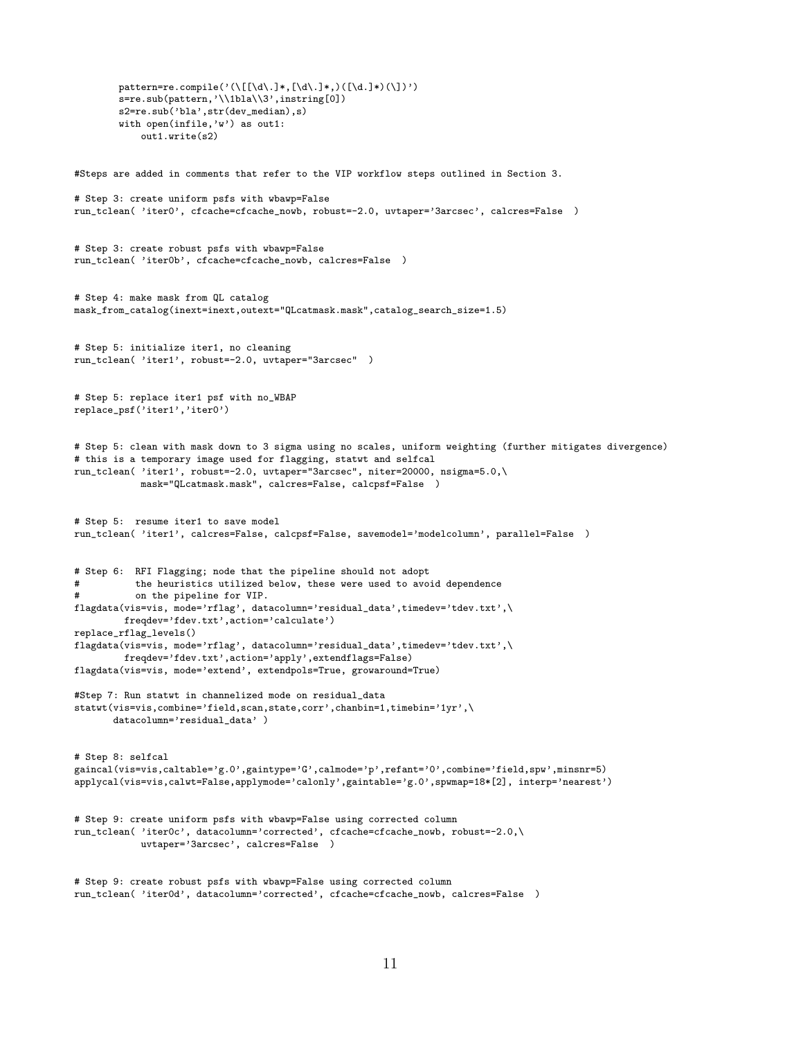```
        pattern=re.compile('(\[[\d\.]*,[\d\.]*,)([\d.]*)(\])')
        s=re.sub(pattern,'\\1bla\\3',instring[0])
        s2=re.sub('bla',str(dev_median),s)
        with open(infile,'w') as out1:
            out1.write(s2)


#Steps are added in comments that refer to the VIP workflow steps outlined in Section 3.

# Step 3: create uniform psfs with wbawp=False
run_tclean( 'iter0', cfcache=cfcache_nowb, robust=-2.0, uvtaper='3arcsec', calcres=False  )


# Step 3: create robust psfs with wbawp=False
run_tclean( 'iter0b', cfcache=cfcache_nowb, calcres=False  )


# Step 4: make mask from QL catalog
mask_from_catalog(inext=inext,outext="QLcatmask.mask",catalog_search_size=1.5)


# Step 5: initialize iter1, no cleaning
run_tclean( 'iter1', robust=-2.0, uvtaper="3arcsec"  )


# Step 5: replace iter1 psf with no_WBAP
replace_psf('iter1','iter0')


# Step 5: clean with mask down to 3 sigma using no scales, uniform weighting (further mitigates divergence)
# this is a temporary image used for flagging, statwt and selfcal
run_tclean( 'iter1', robust=-2.0, uvtaper="3arcsec", niter=20000, nsigma=5.0,\
            mask="QLcatmask.mask", calcres=False, calcpsf=False  )


# Step 5:  resume iter1 to save model
run_tclean( 'iter1', calcres=False, calcpsf=False, savemodel='modelcolumn', parallel=False  )


# Step 6:  RFI Flagging; node that the pipeline should not adopt
#          the heuristics utilized below, these were used to avoid dependence
#          on the pipeline for VIP.
flagdata(vis=vis, mode='rflag', datacolumn='residual_data',timedev='tdev.txt',\
         freqdev='fdev.txt',action='calculate')
replace_rflag_levels()
flagdata(vis=vis, mode='rflag', datacolumn='residual_data',timedev='tdev.txt',\
         freqdev='fdev.txt',action='apply',extendflags=False)
flagdata(vis=vis, mode='extend', extendpols=True, growaround=True)

#Step 7: Run statwt in channelized mode on residual_data
statwt(vis=vis,combine='field,scan,state,corr',chanbin=1,timebin='1yr',\
       datacolumn='residual_data' )


# Step 8: selfcal
gaincal(vis=vis,caltable='g.0',gaintype='G',calmode='p',refant='0',combine='field,spw',minsnr=5)
applycal(vis=vis,calwt=False,applymode='calonly',gaintable='g.0',spwmap=18*[2], interp='nearest')


# Step 9: create uniform psfs with wbawp=False using corrected column
run_tclean( 'iter0c', datacolumn='corrected', cfcache=cfcache_nowb, robust=-2.0,\
            uvtaper='3arcsec', calcres=False  )


# Step 9: create robust psfs with wbawp=False using corrected column
run_tclean( 'iter0d', datacolumn='corrected', cfcache=cfcache_nowb, calcres=False  )
```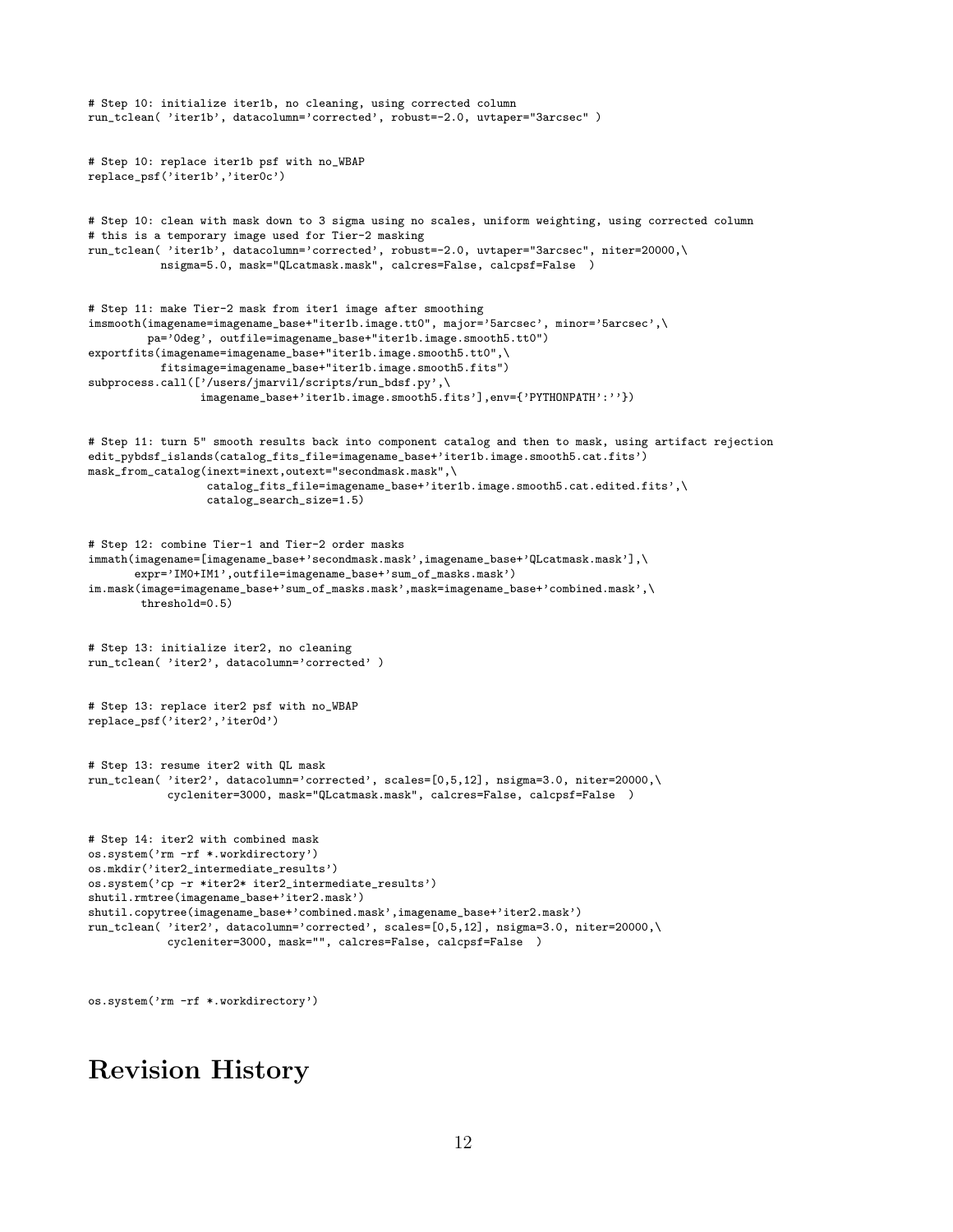```
# Step 10: initialize iter1b, no cleaning, using corrected column
run_tclean( 'iter1b', datacolumn='corrected', robust=-2.0, uvtaper="3arcsec" )


# Step 10: replace iter1b psf with no_WBAP
replace_psf('iter1b','iter0c')


# Step 10: clean with mask down to 3 sigma using no scales, uniform weighting, using corrected column
# this is a temporary image used for Tier-2 masking
run_tclean( 'iter1b', datacolumn='corrected', robust=-2.0, uvtaper="3arcsec", niter=20000,\
           nsigma=5.0, mask="QLcatmask.mask", calcres=False, calcpsf=False  )


# Step 11: make Tier-2 mask from iter1 image after smoothing
imsmooth(imagename=imagename_base+"iter1b.image.tt0", major='5arcsec', minor='5arcsec',\
         pa='0deg', outfile=imagename_base+"iter1b.image.smooth5.tt0")
exportfits(imagename=imagename_base+"iter1b.image.smooth5.tt0",\
           fitsimage=imagename_base+"iter1b.image.smooth5.fits")
subprocess.call(['/users/jmarvil/scripts/run_bdsf.py',\
                 imagename_base+'iter1b.image.smooth5.fits'],env={'PYTHONPATH':''})


# Step 11: turn 5" smooth results back into component catalog and then to mask, using artifact rejection
edit_pybdsf_islands(catalog_fits_file=imagename_base+'iter1b.image.smooth5.cat.fits')
mask_from_catalog(inext=inext,outext="secondmask.mask",\
                  catalog_fits_file=imagename_base+'iter1b.image.smooth5.cat.edited.fits',\
                  catalog_search_size=1.5)


# Step 12: combine Tier-1 and Tier-2 order masks
immath(imagename=[imagename_base+'secondmask.mask',imagename_base+'QLcatmask.mask'],\
       expr='IM0+IM1',outfile=imagename_base+'sum_of_masks.mask')
im.mask(image=imagename_base+'sum_of_masks.mask',mask=imagename_base+'combined.mask',\
        threshold=0.5)


# Step 13: initialize iter2, no cleaning
run_tclean( 'iter2', datacolumn='corrected' )


# Step 13: replace iter2 psf with no_WBAP
replace_psf('iter2','iter0d')


# Step 13: resume iter2 with QL mask
run_tclean( 'iter2', datacolumn='corrected', scales=[0,5,12], nsigma=3.0, niter=20000,\
            cycleniter=3000, mask="QLcatmask.mask", calcres=False, calcpsf=False  )


# Step 14: iter2 with combined mask
os.system('rm -rf *.workdirectory')
os.mkdir('iter2_intermediate_results')
os.system('cp -r *iter2* iter2_intermediate_results')
shutil.rmtree(imagename_base+'iter2.mask')
shutil.copytree(imagename_base+'combined.mask',imagename_base+'iter2.mask')
run_tclean( 'iter2', datacolumn='corrected', scales=[0,5,12], nsigma=3.0, niter=20000,\
            cycleniter=3000, mask="", calcres=False, calcpsf=False  )


os.system('rm -rf *.workdirectory')
```

# Revision History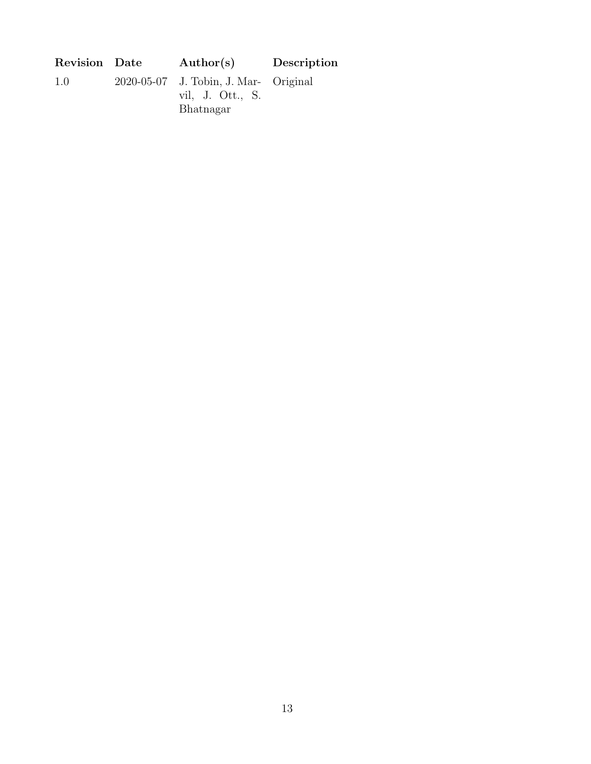| Revision | Date | Author(s) | Description |
| --- | --- | --- | --- |
| 1.0 | 2020-05-07 | J. Tobin, J. Marvil, J. Ott., S. Bhatnagar | Original |